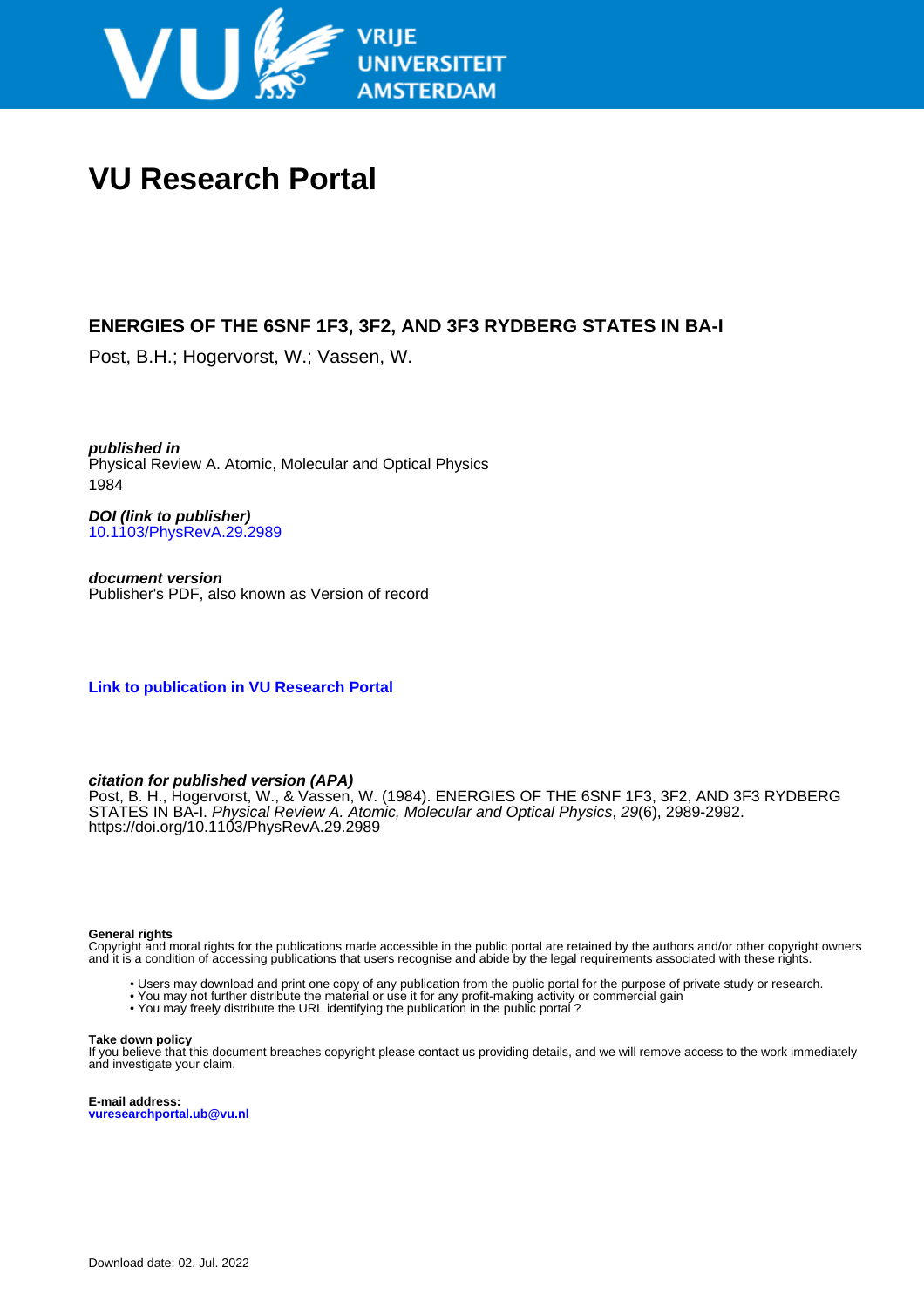VRIJE UNIVERSITEIT AMSTERDAM

# VU Research Portal

## ENERGIES OF THE 6SNF 1F3, 3F2, AND 3F3 RYDBERG STATES IN BA-I

Post, B.H.; Hogervorst, W.; Vassen, W.

***published in***
Physical Review A. Atomic, Molecular and Optical Physics
1984

***DOI (link to publisher)***
10.1103/PhysRevA.29.2989

***document version***
Publisher's PDF, also known as Version of record

**Link to publication in VU Research Portal**

***citation for published version (APA)***
Post, B. H., Hogervorst, W., & Vassen, W. (1984). ENERGIES OF THE 6SNF 1F3, 3F2, AND 3F3 RYDBERG STATES IN BA-I. *Physical Review A. Atomic, Molecular and Optical Physics*, *29*(6), 2989-2992. https://doi.org/10.1103/PhysRevA.29.2989

**General rights**
Copyright and moral rights for the publications made accessible in the public portal are retained by the authors and/or other copyright owners and it is a condition of accessing publications that users recognise and abide by the legal requirements associated with these rights.

- Users may download and print one copy of any publication from the public portal for the purpose of private study or research.
- You may not further distribute the material or use it for any profit-making activity or commercial gain
- You may freely distribute the URL identifying the publication in the public portal ?

**Take down policy**
If you believe that this document breaches copyright please contact us providing details, and we will remove access to the work immediately and investigate your claim.

**E-mail address:**
vuresearchportal.ub@vu.nl

Download date: 02. Jul. 2022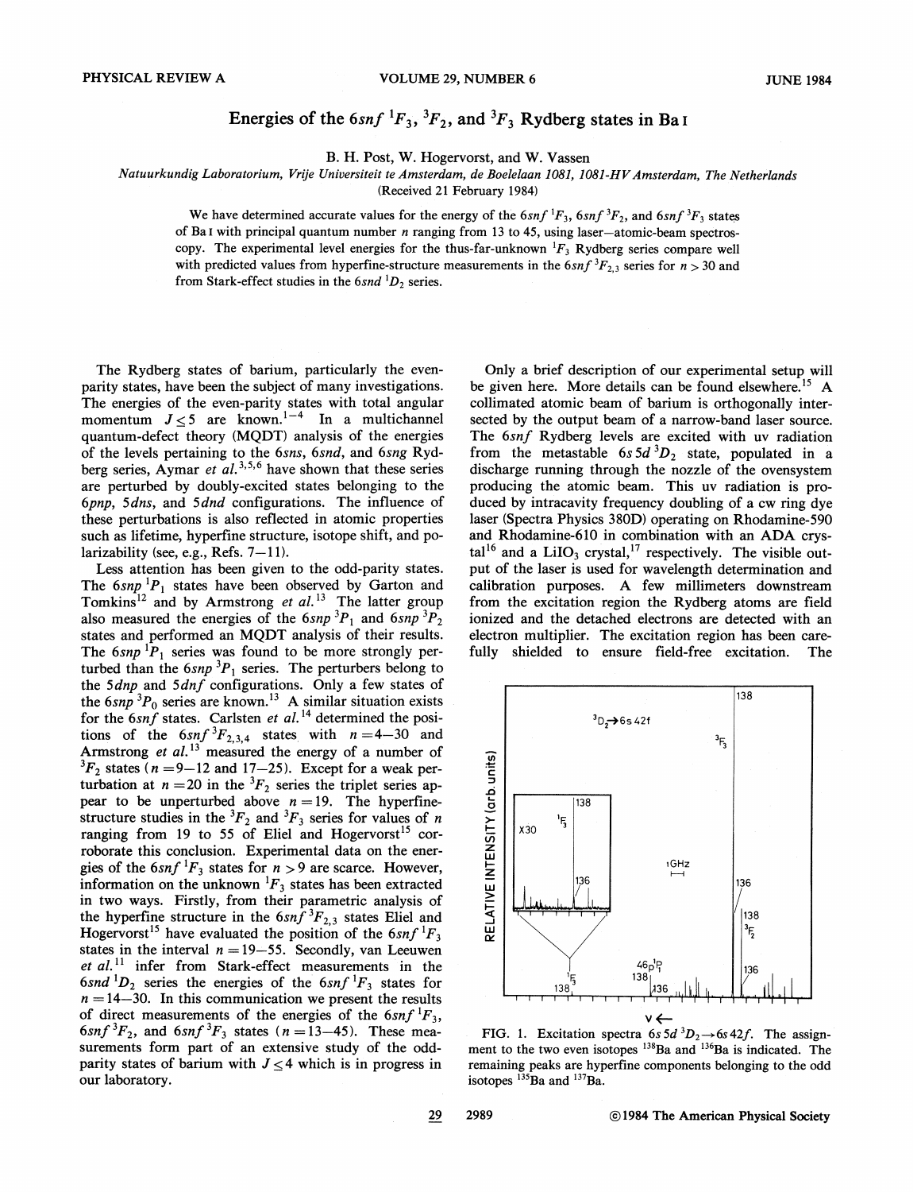# Energies of the $6snf\ ^1F_3$, $^3F_2$, and $^3F_3$ Rydberg states in Ba I

B. H. Post, W. Hogervorst, and W. Vassen

*Natuurkundig Laboratorium, Vrije Universiteit te Amsterdam, de Boelelaan 1081, 1081-HV Amsterdam, The Netherlands*

(Received 21 February 1984)

We have determined accurate values for the energy of the $6snf\ ^1F_3$, $6snf\ ^3F_2$, and $6snf\ ^3F_3$ states of Ba I with principal quantum number $n$ ranging from 13 to 45, using laser–atomic-beam spectroscopy. The experimental level energies for the thus-far-unknown $^1F_3$ Rydberg series compare well with predicted values from hyperfine-structure measurements in the $6snf\ ^3F_{2,3}$ series for $n > 30$ and from Stark-effect studies in the $6snd\ ^1D_2$ series.

The Rydberg states of barium, particularly the even-parity states, have been the subject of many investigations. The energies of the even-parity states with total angular momentum $J \leq 5$ are known.[1–4] In a multichannel quantum-defect theory (MQDT) analysis of the energies of the levels pertaining to the $6sns$, $6snd$, and $6sng$ Rydberg series, Aymar *et al.*[3,5,6] have shown that these series are perturbed by doubly-excited states belonging to the $6pnp$, $5dns$, and $5dnd$ configurations. The influence of these perturbations is also reflected in atomic properties such as lifetime, hyperfine structure, isotope shift, and polarizability (see, e.g., Refs. 7–11).

Less attention has been given to the odd-parity states. The $6snp\ ^1P_1$ states have been observed by Garton and Tomkins[12] and by Armstrong *et al.*[13] The latter group also measured the energies of the $6snp\ ^3P_1$ and $6snp\ ^3P_2$ states and performed an MQDT analysis of their results. The $6snp\ ^1P_1$ series was found to be more strongly perturbed than the $6snp\ ^3P_1$ series. The perturbers belong to the $5dnp$ and $5dnf$ configurations. Only a few states of the $6snp\ ^3P_0$ series are known.[13] A similar situation exists for the $6snf$ states. Carlsten *et al.*[14] determined the positions of the $6snf\ ^3F_{2,3,4}$ states with $n = 4$–$30$ and Armstrong *et al.*[13] measured the energy of a number of $^3F_2$ states ($n = 9$–$12$ and $17$–$25$). Except for a weak perturbation at $n = 20$ in the $^3F_2$ series the triplet series appear to be unperturbed above $n = 19$. The hyperfine-structure studies in the $^3F_2$ and $^3F_3$ series for values of $n$ ranging from 19 to 55 of Eliel and Hogervorst[15] corroborate this conclusion. Experimental data on the energies of the $6snf\ ^1F_3$ states for $n > 9$ are scarce. However, information on the unknown $^1F_3$ states has been extracted in two ways. Firstly, from their parametric analysis of the hyperfine structure in the $6snf\ ^3F_{2,3}$ states Eliel and Hogervorst[15] have evaluated the position of the $6snf\ ^1F_3$ states in the interval $n = 19$–$55$. Secondly, van Leeuwen *et al.*[11] infer from Stark-effect measurements in the $6snd\ ^1D_2$ series the energies of the $6snf\ ^1F_3$ states for $n = 14$–$30$. In this communication we present the results of direct measurements of the energies of the $6snf\ ^1F_3$, $6snf\ ^3F_2$, and $6snf\ ^3F_3$ states ($n = 13$–$45$). These measurements form part of an extensive study of the odd-parity states of barium with $J \leq 4$ which is in progress in our laboratory.

Only a brief description of our experimental setup will be given here. More details can be found elsewhere.[15] A collimated atomic beam of barium is orthogonally intersected by the output beam of a narrow-band laser source. The $6snf$ Rydberg levels are excited with uv radiation from the metastable $6s5d\ ^3D_2$ state, populated in a discharge running through the nozzle of the ovensystem producing the atomic beam. This uv radiation is produced by intracavity frequency doubling of a cw ring dye laser (Spectra Physics 380D) operating on Rhodamine-590 and Rhodamine-610 in combination with an ADA crystal[16] and a $LiIO_3$ crystal,[17] respectively. The visible output of the laser is used for wavelength determination and calibration purposes. A few millimeters downstream from the excitation region the Rydberg atoms are field ionized and the detached electrons are detected with an electron multiplier. The excitation region has been carefully shielded to ensure field-free excitation. The

FIG. 1. Excitation spectra $6s5d\ ^3D_2 \rightarrow 6s42f$. The assignment to the two even isotopes $^{138}Ba$ and $^{136}Ba$ is indicated. The remaining peaks are hyperfine components belonging to the odd isotopes $^{135}Ba$ and $^{137}Ba$.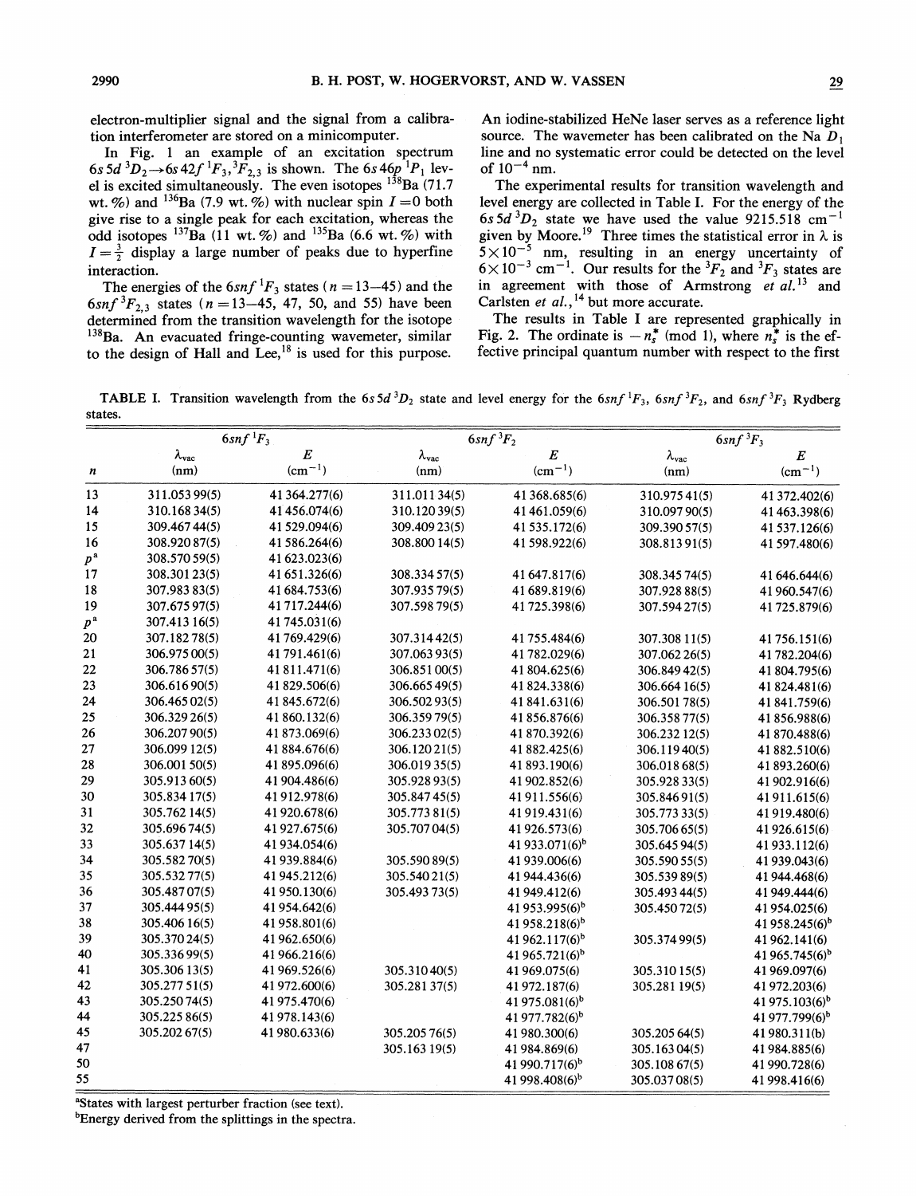electron-multiplier signal and the signal from a calibration interferometer are stored on a minicomputer.

In Fig. 1 an example of an excitation spectrum $6s5d\,^3D_2 \rightarrow 6s42f\,^1F_3, ^3F_{2,3}$ is shown. The $6s46p\,^1P_1$ level is excited simultaneously. The even isotopes $^{138}$Ba (71.7 wt. %) and $^{136}$Ba (7.9 wt. %) with nuclear spin $I=0$ both give rise to a single peak for each excitation, whereas the odd isotopes $^{137}$Ba (11 wt. %) and $^{135}$Ba (6.6 wt. %) with $I=\frac{3}{2}$ display a large number of peaks due to hyperfine interaction.

The energies of the $6snf\,^1F_3$ states ($n=13$–45) and the $6snf\,^3F_{2,3}$ states ($n=13$–45, 47, 50, and 55) have been determined from the transition wavelength for the isotope $^{138}$Ba. An evacuated fringe-counting wavemeter, similar to the design of Hall and Lee,[18] is used for this purpose. An iodine-stabilized HeNe laser serves as a reference light source. The wavemeter has been calibrated on the Na $D_1$ line and no systematic error could be detected on the level of $10^{-4}$ nm.

The experimental results for transition wavelength and level energy are collected in Table I. For the energy of the $6s5d\,^3D_2$ state we have used the value 9215.518 cm$^{-1}$ given by Moore.[19] Three times the statistical error in $\lambda$ is $5\times10^{-5}$ nm, resulting in an energy uncertainty of $6\times10^{-3}$ cm$^{-1}$. Our results for the $^3F_2$ and $^3F_3$ states are in agreement with those of Armstrong *et al.*[13] and Carlsten *et al.*,[14] but more accurate.

The results in Table I are represented graphically in Fig. 2. The ordinate is $-n_s^*$ (mod 1), where $n_s^*$ is the effective principal quantum number with respect to the first

TABLE I. Transition wavelength from the $6s5d\,^3D_2$ state and level energy for the $6snf\,^1F_3$, $6snf\,^3F_2$, and $6snf\,^3F_3$ Rydberg states.

| | $6snf\,^1F_3$ | | $6snf\,^3F_2$ | | $6snf\,^3F_3$ | |
|---|---|---|---|---|---|---|
| $n$ | $\lambda_{vac}$ (nm) | $E$ (cm$^{-1}$) | $\lambda_{vac}$ (nm) | $E$ (cm$^{-1}$) | $\lambda_{vac}$ (nm) | $E$ (cm$^{-1}$) |
| 13 | 311.053 99(5) | 41 364.277(6) | 311.011 34(5) | 41 368.685(6) | 310.975 41(5) | 41 372.402(6) |
| 14 | 310.168 34(5) | 41 456.074(6) | 310.120 39(5) | 41 461.059(6) | 310.097 90(5) | 41 463.398(6) |
| 15 | 309.467 44(5) | 41 529.094(6) | 309.409 23(5) | 41 535.172(6) | 309.390 57(5) | 41 537.126(6) |
| 16 | 308.920 87(5) | 41 586.264(6) | 308.800 14(5) | 41 598.922(6) | 308.813 91(5) | 41 597.480(6) |
| $p$[a] | 308.570 59(5) | 41 623.023(6) | | | | |
| 17 | 308.301 23(5) | 41 651.326(6) | 308.334 57(5) | 41 647.817(6) | 308.345 74(5) | 41 646.644(6) |
| 18 | 307.983 83(5) | 41 684.753(6) | 307.935 79(5) | 41 689.819(6) | 307.928 88(5) | 41 960.547(6) |
| 19 | 307.675 97(5) | 41 717.244(6) | 307.598 79(5) | 41 725.398(6) | 307.594 27(5) | 41 725.879(6) |
| $p$[a] | 307.413 16(5) | 41 745.031(6) | | | | |
| 20 | 307.182 78(5) | 41 769.429(6) | 307.314 42(5) | 41 755.484(6) | 307.308 11(5) | 41 756.151(6) |
| 21 | 306.975 00(5) | 41 791.461(6) | 307.063 93(5) | 41 782.029(6) | 307.062 26(5) | 41 782.204(6) |
| 22 | 306.786 57(5) | 41 811.471(6) | 306.851 00(5) | 41 804.625(6) | 306.849 42(5) | 41 804.795(6) |
| 23 | 306.616 90(5) | 41 829.506(6) | 306.665 49(5) | 41 824.338(6) | 306.664 16(5) | 41 824.481(6) |
| 24 | 306.465 02(5) | 41 845.672(6) | 306.502 93(5) | 41 841.631(6) | 306.501 78(5) | 41 841.759(6) |
| 25 | 306.329 26(5) | 41 860.132(6) | 306.359 79(5) | 41 856.876(6) | 306.358 77(5) | 41 856.988(6) |
| 26 | 306.207 90(5) | 41 873.069(6) | 306.233 02(5) | 41 870.392(6) | 306.232 12(5) | 41 870.488(6) |
| 27 | 306.099 12(5) | 41 884.676(6) | 306.120 21(5) | 41 882.425(6) | 306.119 40(5) | 41 882.510(6) |
| 28 | 306.001 50(5) | 41 895.096(6) | 306.019 35(5) | 41 893.190(6) | 306.018 68(5) | 41 893.260(6) |
| 29 | 305.913 60(5) | 41 904.486(6) | 305.928 93(5) | 41 902.852(6) | 305.928 33(5) | 41 902.916(6) |
| 30 | 305.834 17(5) | 41 912.978(6) | 305.847 45(5) | 41 911.556(6) | 305.846 91(5) | 41 911.615(6) |
| 31 | 305.762 14(5) | 41 920.678(6) | 305.773 81(5) | 41 919.431(6) | 305.773 33(5) | 41 919.480(6) |
| 32 | 305.696 74(5) | 41 927.675(6) | 305.707 04(5) | 41 926.573(6) | 305.706 65(5) | 41 926.615(6) |
| 33 | 305.637 14(5) | 41 934.054(6) | | 41 933.071(6)[b] | 305.645 94(5) | 41 933.112(6) |
| 34 | 305.582 70(5) | 41 939.884(6) | 305.590 89(5) | 41 939.006(6) | 305.590 55(5) | 41 939.043(6) |
| 35 | 305.532 77(5) | 41 945.212(6) | 305.540 21(5) | 41 944.436(6) | 305.539 89(5) | 41 944.468(6) |
| 36 | 305.487 07(5) | 41 950.130(6) | 305.493 73(5) | 41 949.412(6) | 305.493 44(5) | 41 949.444(6) |
| 37 | 305.444 95(5) | 41 954.642(6) | | 41 953.995(6)[b] | 305.450 72(5) | 41 954.025(6) |
| 38 | 305.406 16(5) | 41 958.801(6) | | 41 958.218(6)[b] | | 41 958.245(6)[b] |
| 39 | 305.370 24(5) | 41 962.650(6) | | 41 962.117(6)[b] | 305.374 99(5) | 41 962.141(6) |
| 40 | 305.336 99(5) | 41 966.216(6) | | 41 965.721(6)[b] | | 41 965.745(6)[b] |
| 41 | 305.306 13(5) | 41 969.526(6) | 305.310 40(5) | 41 969.075(6) | 305.310 15(5) | 41 969.097(6) |
| 42 | 305.277 51(5) | 41 972.600(6) | 305.281 37(5) | 41 972.187(6) | 305.281 19(5) | 41 972.203(6) |
| 43 | 305.250 74(5) | 41 975.470(6) | | 41 975.081(6)[b] | | 41 975.103(6)[b] |
| 44 | 305.225 86(5) | 41 978.143(6) | | 41 977.782(6)[b] | | 41 977.799(6)[b] |
| 45 | 305.202 67(5) | 41 980.633(6) | 305.205 76(5) | 41 980.300(6) | 305.205 64(5) | 41 980.311(b) |
| 47 | | | 305.163 19(5) | 41 984.869(6) | 305.163 04(5) | 41 984.885(6) |
| 50 | | | | 41 990.717(6)[b] | 305.108 67(5) | 41 990.728(6) |
| 55 | | | | 41 998.408(6)[b] | 305.037 08(5) | 41 998.416(6) |

[a]States with largest perturber fraction (see text).

[b]Energy derived from the splittings in the spectra.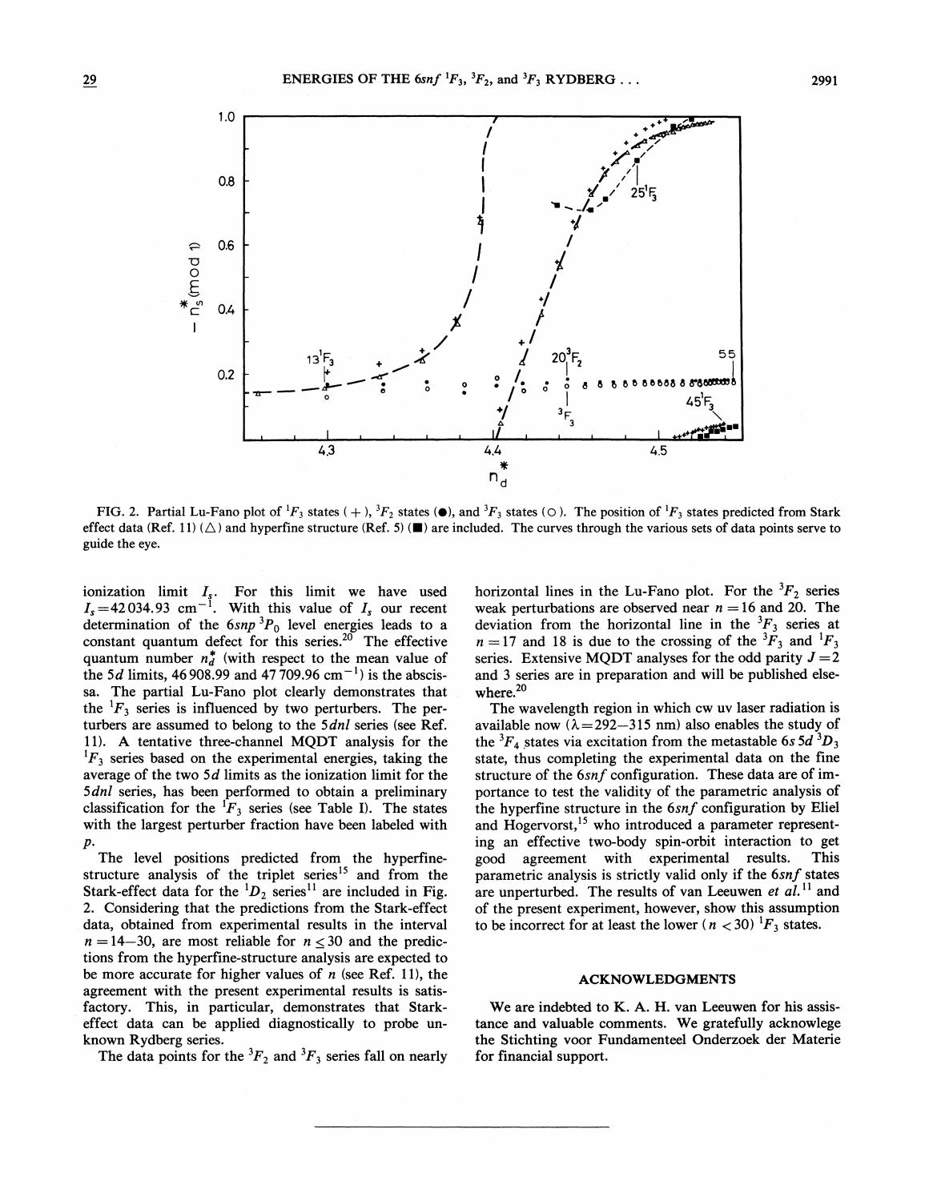FIG. 2. Partial Lu-Fano plot of $^1F_3$ states (+), $^3F_2$ states (●), and $^3F_3$ states (○). The position of $^1F_3$ states predicted from Stark effect data (Ref. 11) (△) and hyperfine structure (Ref. 5) (■) are included. The curves through the various sets of data points serve to guide the eye.

ionization limit $I_s$. For this limit we have used $I_s = 42\,034.93$ cm$^{-1}$. With this value of $I_s$ our recent determination of the $6snp\ ^3P_0$ level energies leads to a constant quantum defect for this series.[20] The effective quantum number $n_d^*$ (with respect to the mean value of the $5d$ limits, 46 908.99 and 47 709.96 cm$^{-1}$) is the abscissa. The partial Lu-Fano plot clearly demonstrates that the $^1F_3$ series is influenced by two perturbers. The perturbers are assumed to belong to the $5dnl$ series (see Ref. 11). A tentative three-channel MQDT analysis for the $^1F_3$ series based on the experimental energies, taking the average of the two $5d$ limits as the ionization limit for the $5dnl$ series, has been performed to obtain a preliminary classification for the $^1F_3$ series (see Table I). The states with the largest perturber fraction have been labeled with $p$.

The level positions predicted from the hyperfine-structure analysis of the triplet series[15] and from the Stark-effect data for the $^1D_2$ series[11] are included in Fig. 2. Considering that the predictions from the Stark-effect data, obtained from experimental results in the interval $n = 14$–$30$, are most reliable for $n \leq 30$ and the predictions from the hyperfine-structure analysis are expected to be more accurate for higher values of $n$ (see Ref. 11), the agreement with the present experimental results is satisfactory. This, in particular, demonstrates that Stark-effect data can be applied diagnostically to probe unknown Rydberg series.

The data points for the $^3F_2$ and $^3F_3$ series fall on nearly horizontal lines in the Lu-Fano plot. For the $^3F_2$ series weak perturbations are observed near $n = 16$ and 20. The deviation from the horizontal line in the $^3F_3$ series at $n = 17$ and 18 is due to the crossing of the $^3F_3$ and $^1F_3$ series. Extensive MQDT analyses for the odd parity $J = 2$ and 3 series are in preparation and will be published elsewhere.[20]

The wavelength region in which cw uv laser radiation is available now ($\lambda = 292$–$315$ nm) also enables the study of the $^3F_4$ states via excitation from the metastable $6s5d\ ^3D_3$ state, thus completing the experimental data on the fine structure of the $6snf$ configuration. These data are of importance to test the validity of the parametric analysis of the hyperfine structure in the $6snf$ configuration by Eliel and Hogervorst,[15] who introduced a parameter representing an effective two-body spin-orbit interaction to get good agreement with experimental results. This parametric analysis is strictly valid only if the $6snf$ states are unperturbed. The results of van Leeuwen *et al.*[11] and of the present experiment, however, show this assumption to be incorrect for at least the lower ($n < 30$) $^1F_3$ states.

## ACKNOWLEDGMENTS

We are indebted to K. A. H. van Leeuwen for his assistance and valuable comments. We gratefully acknowlege the Stichting voor Fundamenteel Onderzoek der Materie for financial support.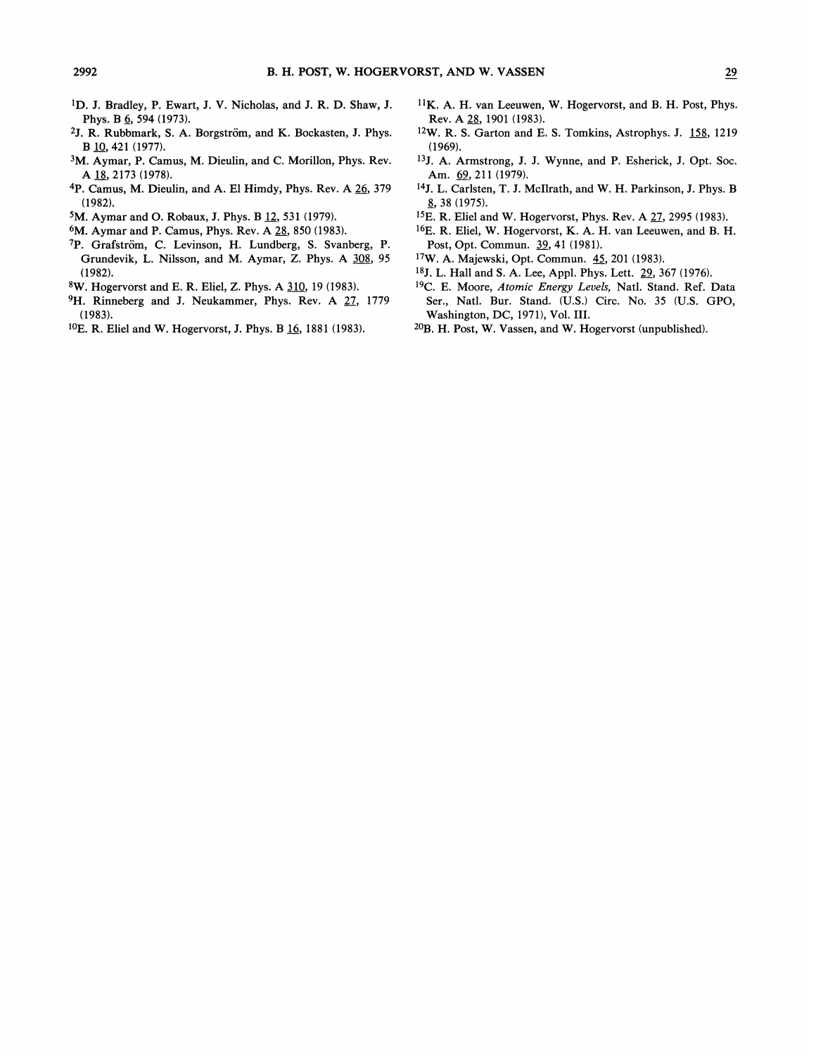[1]D. J. Bradley, P. Ewart, J. V. Nicholas, and J. R. D. Shaw, J. Phys. B 6, 594 (1973).

[2]J. R. Rubbmark, S. A. Borgström, and K. Bockasten, J. Phys. B 10, 421 (1977).

[3]M. Aymar, P. Camus, M. Dieulin, and C. Morillon, Phys. Rev. A 18, 2173 (1978).

[4]P. Camus, M. Dieulin, and A. El Himdy, Phys. Rev. A 26, 379 (1982).

[5]M. Aymar and O. Robaux, J. Phys. B 12, 531 (1979).

[6]M. Aymar and P. Camus, Phys. Rev. A 28, 850 (1983).

[7]P. Grafström, C. Levinson, H. Lundberg, S. Svanberg, P. Grundevik, L. Nilsson, and M. Aymar, Z. Phys. A 308, 95 (1982).

[8]W. Hogervorst and E. R. Eliel, Z. Phys. A 310, 19 (1983).

[9]H. Rinneberg and J. Neukammer, Phys. Rev. A 27, 1779 (1983).

[10]E. R. Eliel and W. Hogervorst, J. Phys. B 16, 1881 (1983).

[11]K. A. H. van Leeuwen, W. Hogervorst, and B. H. Post, Phys. Rev. A 28, 1901 (1983).

[12]W. R. S. Garton and E. S. Tomkins, Astrophys. J. 158, 1219 (1969).

[13]J. A. Armstrong, J. J. Wynne, and P. Esherick, J. Opt. Soc. Am. 69, 211 (1979).

[14]J. L. Carlsten, T. J. McIlrath, and W. H. Parkinson, J. Phys. B 8, 38 (1975).

[15]E. R. Eliel and W. Hogervorst, Phys. Rev. A 27, 2995 (1983).

[16]E. R. Eliel, W. Hogervorst, K. A. H. van Leeuwen, and B. H. Post, Opt. Commun. 39, 41 (1981).

[17]W. A. Majewski, Opt. Commun. 45, 201 (1983).

[18]J. L. Hall and S. A. Lee, Appl. Phys. Lett. 29, 367 (1976).

[19]C. E. Moore, *Atomic Energy Levels*, Natl. Stand. Ref. Data Ser., Natl. Bur. Stand. (U.S.) Circ. No. 35 (U.S. GPO, Washington, DC, 1971), Vol. III.

[20]B. H. Post, W. Vassen, and W. Hogervorst (unpublished).